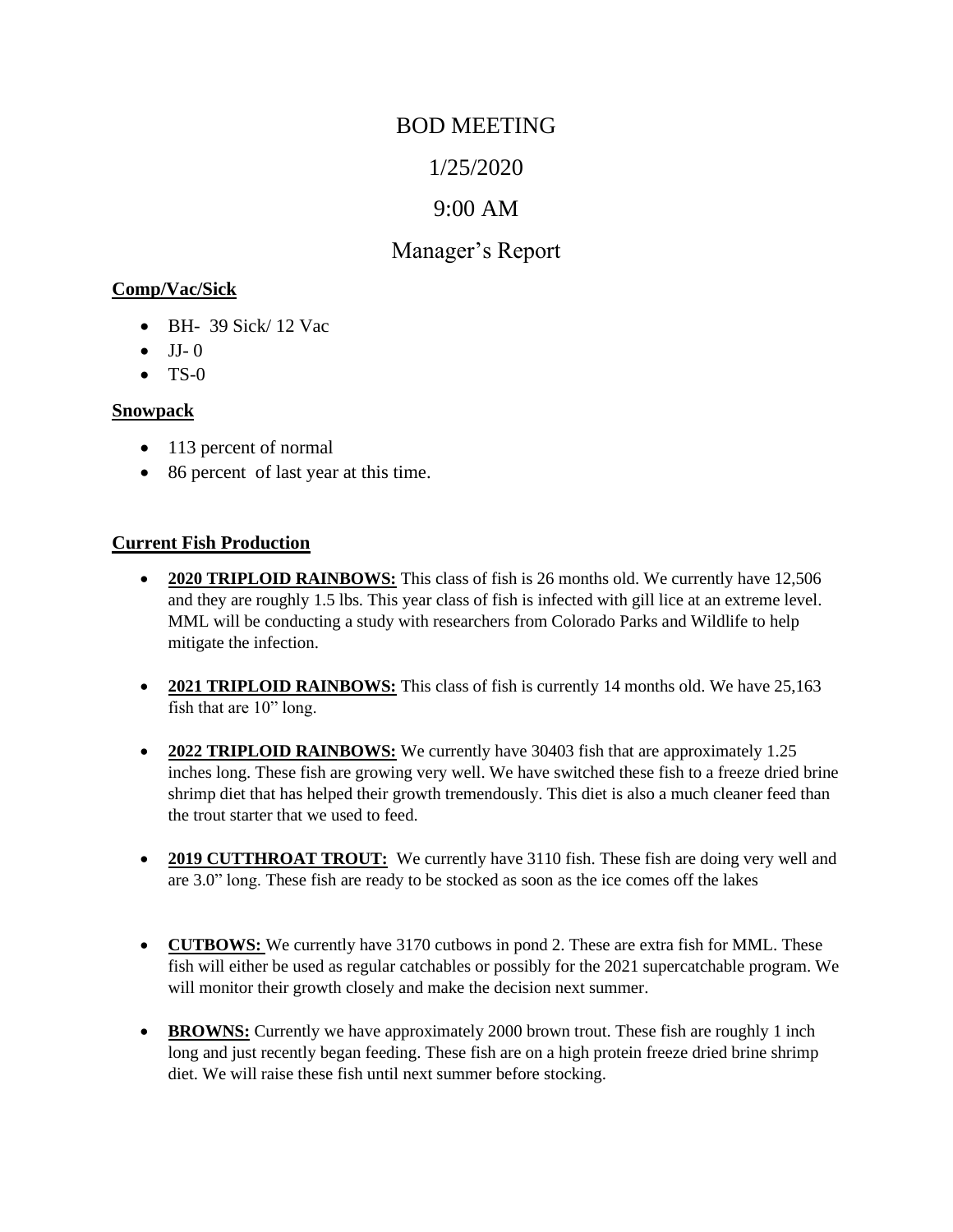# BOD MEETING

# 1/25/2020

# 9:00 AM

# Manager's Report

### Comp/Vac/Sick

- BH- 39 Sick/ 12 Vac
- JJ- 0
- TS-0

### Snowpack

- 113 percent of normal
- 86 percent of last year at this time.

### Current Fish Production

- **2020 TRIPLOID RAINBOWS:** This class of fish is 26 months old. We currently have 12,506 and they are roughly 1.5 lbs. This year class of fish is infected with gill lice at an extreme level. MML will be conducting a study with researchers from Colorado Parks and Wildlife to help mitigate the infection.

- **2021 TRIPLOID RAINBOWS:** This class of fish is currently 14 months old. We have 25,163 fish that are 10" long.

- **2022 TRIPLOID RAINBOWS:** We currently have 30403 fish that are approximately 1.25 inches long. These fish are growing very well. We have switched these fish to a freeze dried brine shrimp diet that has helped their growth tremendously. This diet is also a much cleaner feed than the trout starter that we used to feed.

- **2019 CUTTHROAT TROUT:** We currently have 3110 fish. These fish are doing very well and are 3.0" long. These fish are ready to be stocked as soon as the ice comes off the lakes

- **CUTBOWS:** We currently have 3170 cutbows in pond 2. These are extra fish for MML. These fish will either be used as regular catchables or possibly for the 2021 supercatchable program. We will monitor their growth closely and make the decision next summer.

- **BROWNS:** Currently we have approximately 2000 brown trout. These fish are roughly 1 inch long and just recently began feeding. These fish are on a high protein freeze dried brine shrimp diet. We will raise these fish until next summer before stocking.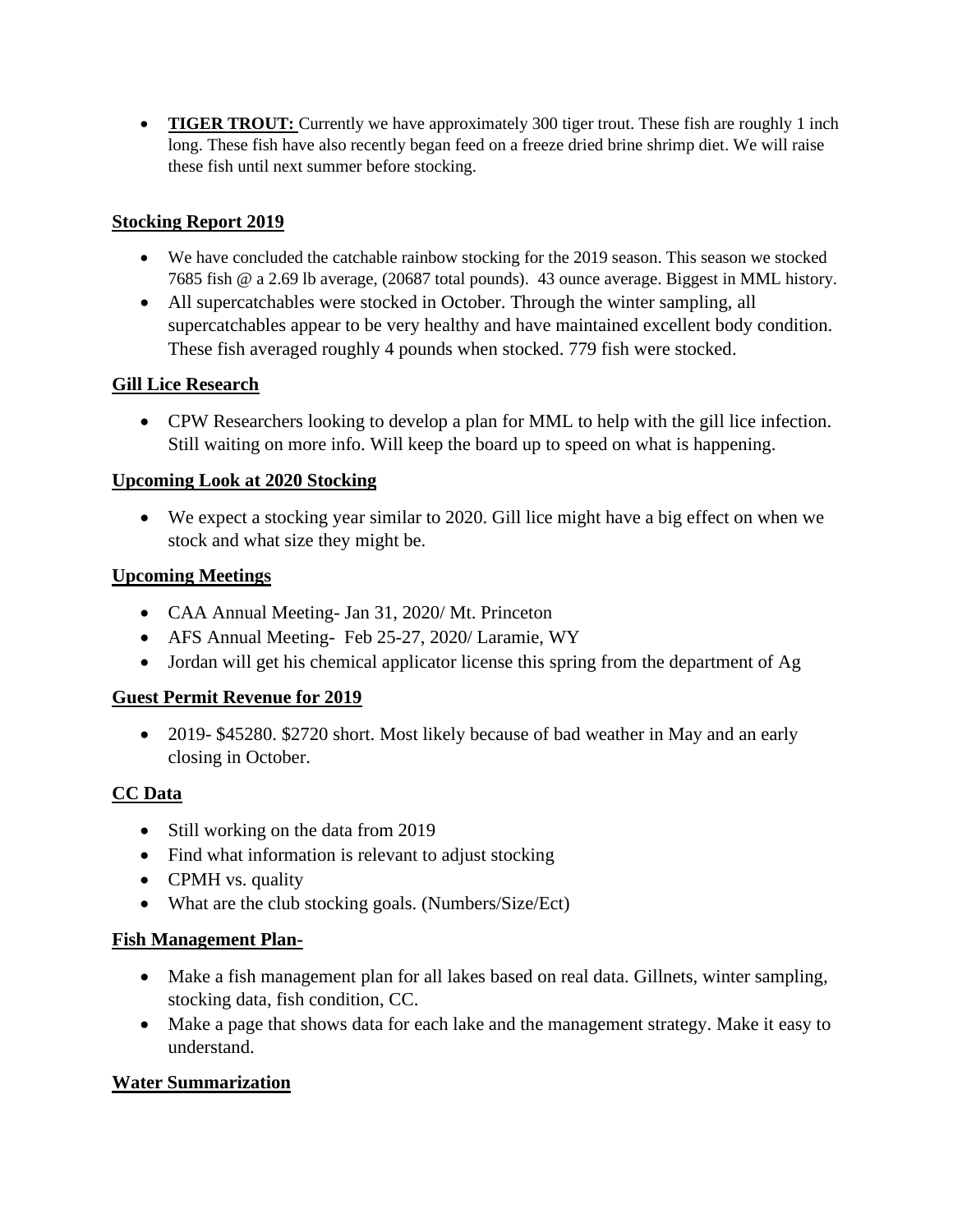- **TIGER TROUT:** Currently we have approximately 300 tiger trout. These fish are roughly 1 inch long. These fish have also recently began feed on a freeze dried brine shrimp diet. We will raise these fish until next summer before stocking.

**Stocking Report 2019**

- We have concluded the catchable rainbow stocking for the 2019 season. This season we stocked 7685 fish @ a 2.69 lb average, (20687 total pounds). 43 ounce average. Biggest in MML history.
- All supercatchables were stocked in October. Through the winter sampling, all supercatchables appear to be very healthy and have maintained excellent body condition. These fish averaged roughly 4 pounds when stocked. 779 fish were stocked.

**Gill Lice Research**

- CPW Researchers looking to develop a plan for MML to help with the gill lice infection. Still waiting on more info. Will keep the board up to speed on what is happening.

**Upcoming Look at 2020 Stocking**

- We expect a stocking year similar to 2020. Gill lice might have a big effect on when we stock and what size they might be.

**Upcoming Meetings**

- CAA Annual Meeting- Jan 31, 2020/ Mt. Princeton
- AFS Annual Meeting- Feb 25-27, 2020/ Laramie, WY
- Jordan will get his chemical applicator license this spring from the department of Ag

**Guest Permit Revenue for 2019**

- 2019- $45280. $2720 short. Most likely because of bad weather in May and an early closing in October.

**CC Data**

- Still working on the data from 2019
- Find what information is relevant to adjust stocking
- CPMH vs. quality
- What are the club stocking goals. (Numbers/Size/Ect)

**Fish Management Plan-**

- Make a fish management plan for all lakes based on real data. Gillnets, winter sampling, stocking data, fish condition, CC.
- Make a page that shows data for each lake and the management strategy. Make it easy to understand.

**Water Summarization**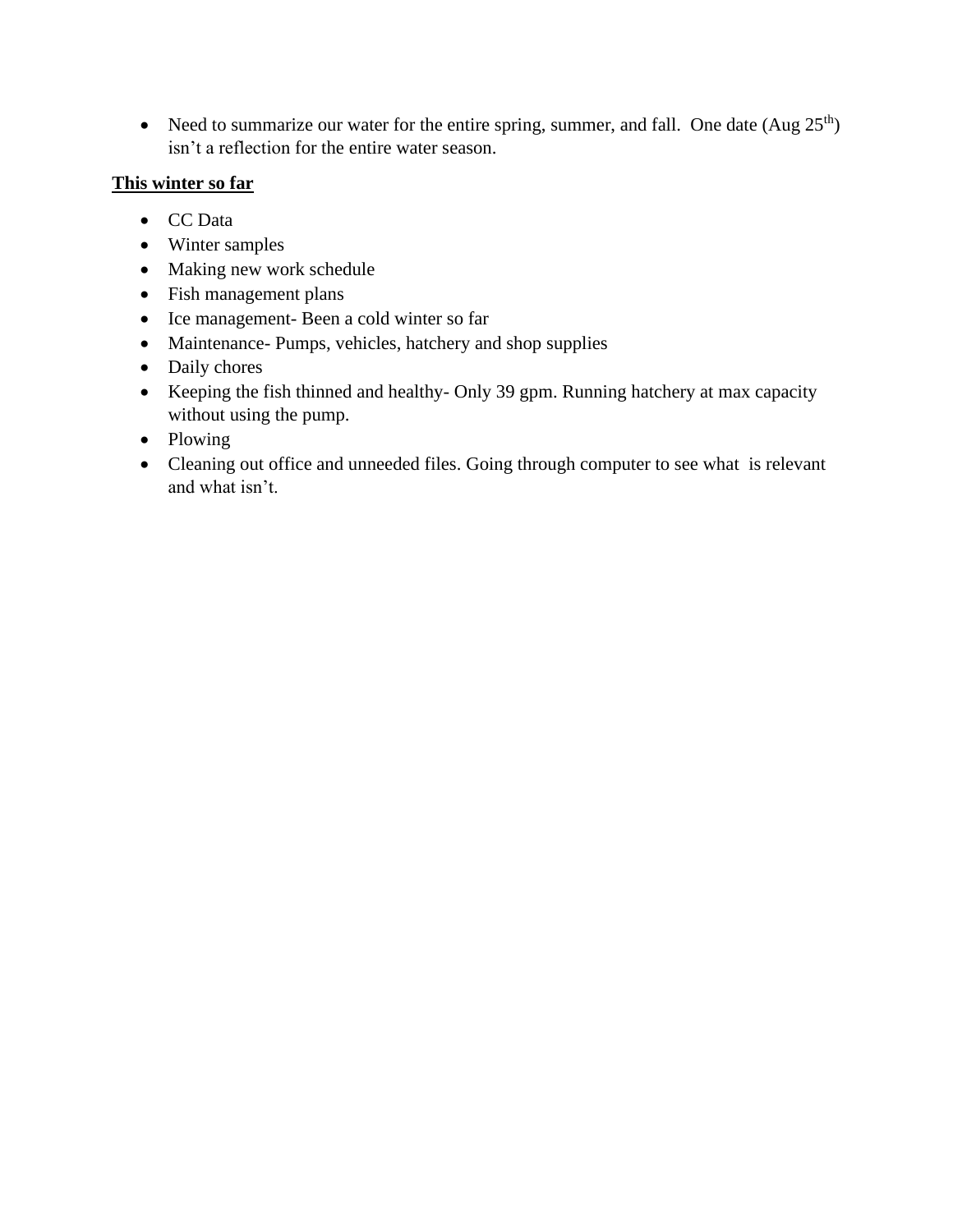- Need to summarize our water for the entire spring, summer, and fall. One date (Aug 25th) isn't a reflection for the entire water season.

**<u>This winter so far</u>**

- CC Data
- Winter samples
- Making new work schedule
- Fish management plans
- Ice management- Been a cold winter so far
- Maintenance- Pumps, vehicles, hatchery and shop supplies
- Daily chores
- Keeping the fish thinned and healthy- Only 39 gpm. Running hatchery at max capacity without using the pump.
- Plowing
- Cleaning out office and unneeded files. Going through computer to see what is relevant and what isn't.